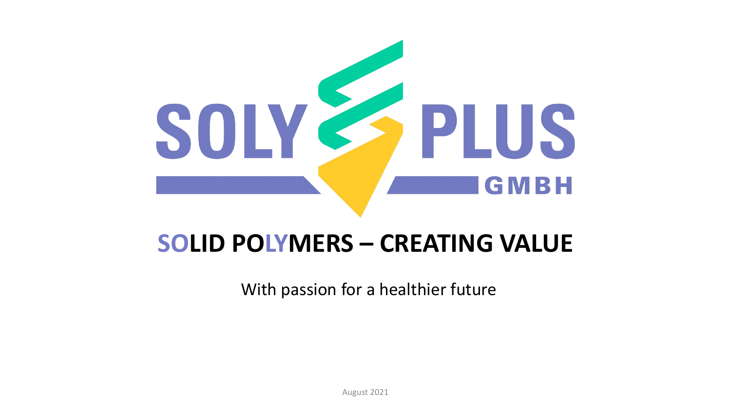SOLY PLUS GMBH

# SOLID POLYMERS – CREATING VALUE

With passion for a healthier future

August 2021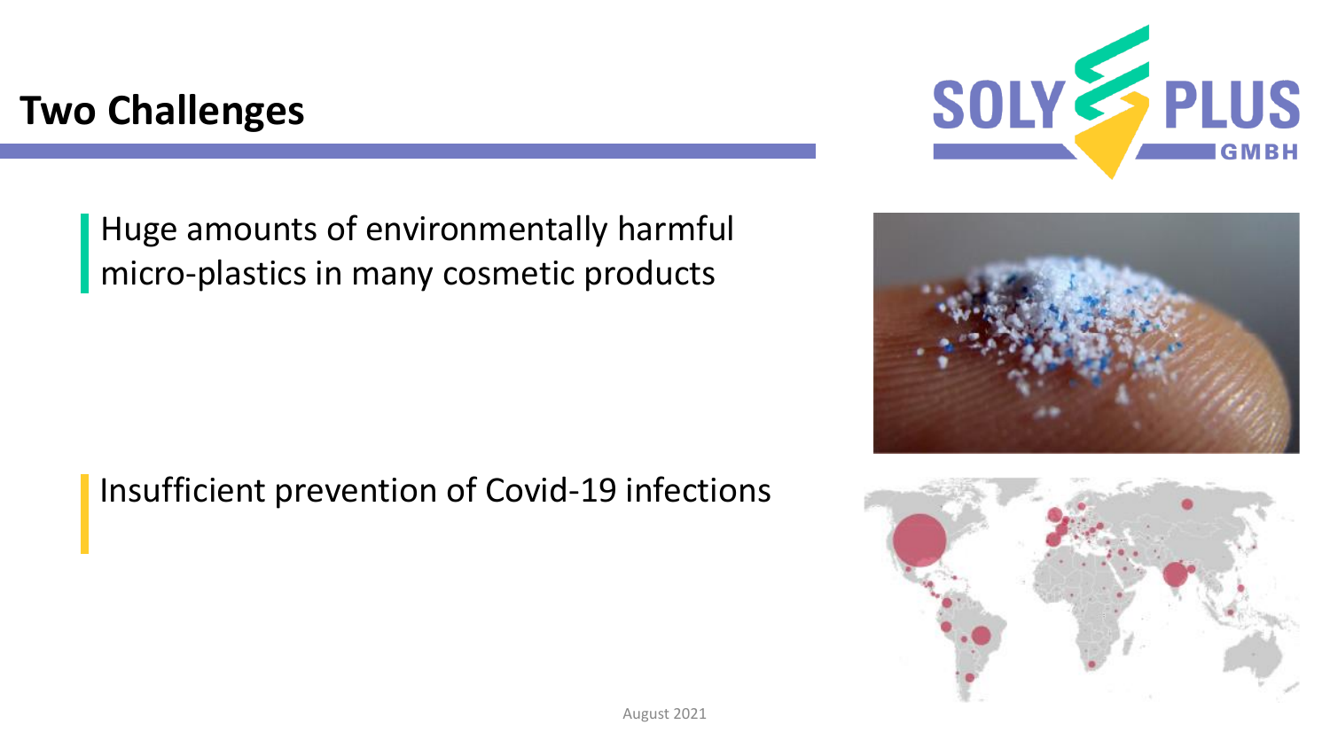# Two Challenges

Huge amounts of environmentally harmful micro-plastics in many cosmetic products

Insufficient prevention of Covid-19 infections

August 2021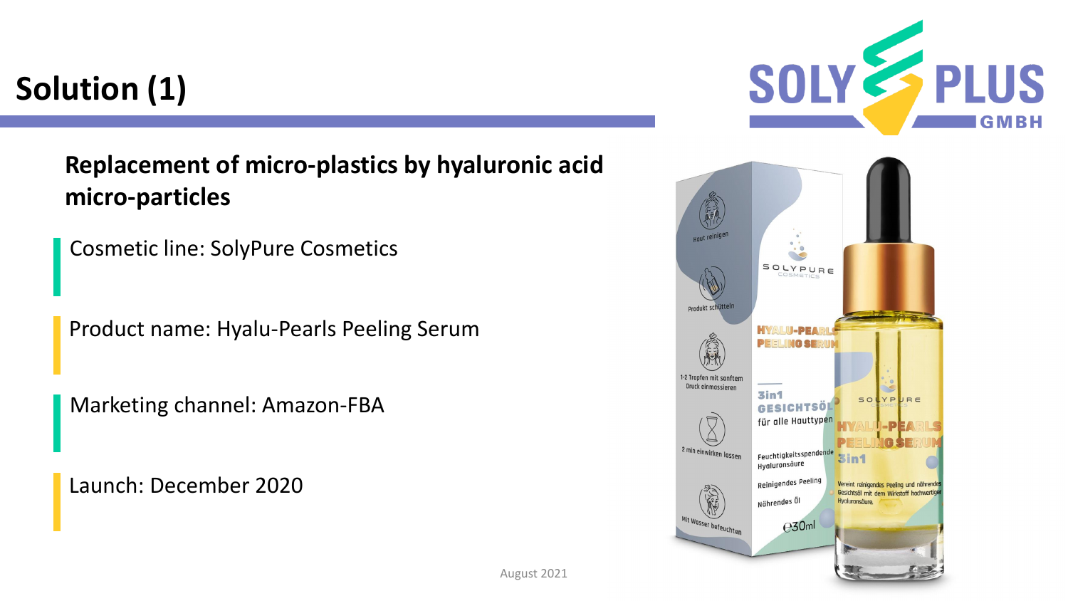# Solution (1)

**Replacement of micro-plastics by hyaluronic acid micro-particles**

Cosmetic line: SolyPure Cosmetics

Product name: Hyalu-Pearls Peeling Serum

Marketing channel: Amazon-FBA

Launch: December 2020

August 2021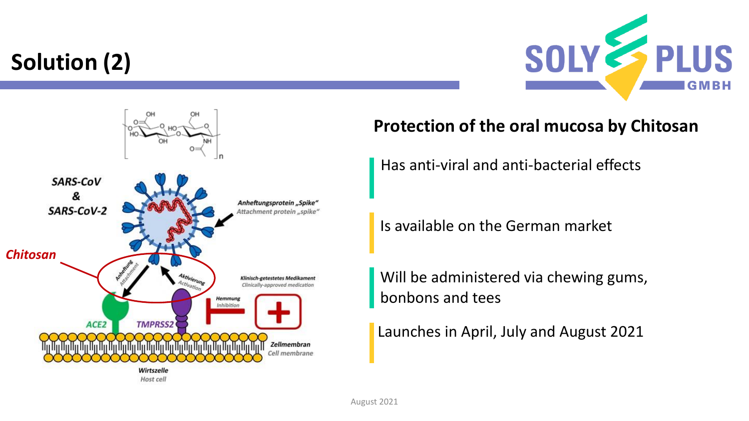# Solution (2)

**Protection of the oral mucosa by Chitosan**

- Has anti-viral and anti-bacterial effects
- Is available on the German market
- Will be administered via chewing gums, bonbons and tees
- Launches in April, July and August 2021

August 2021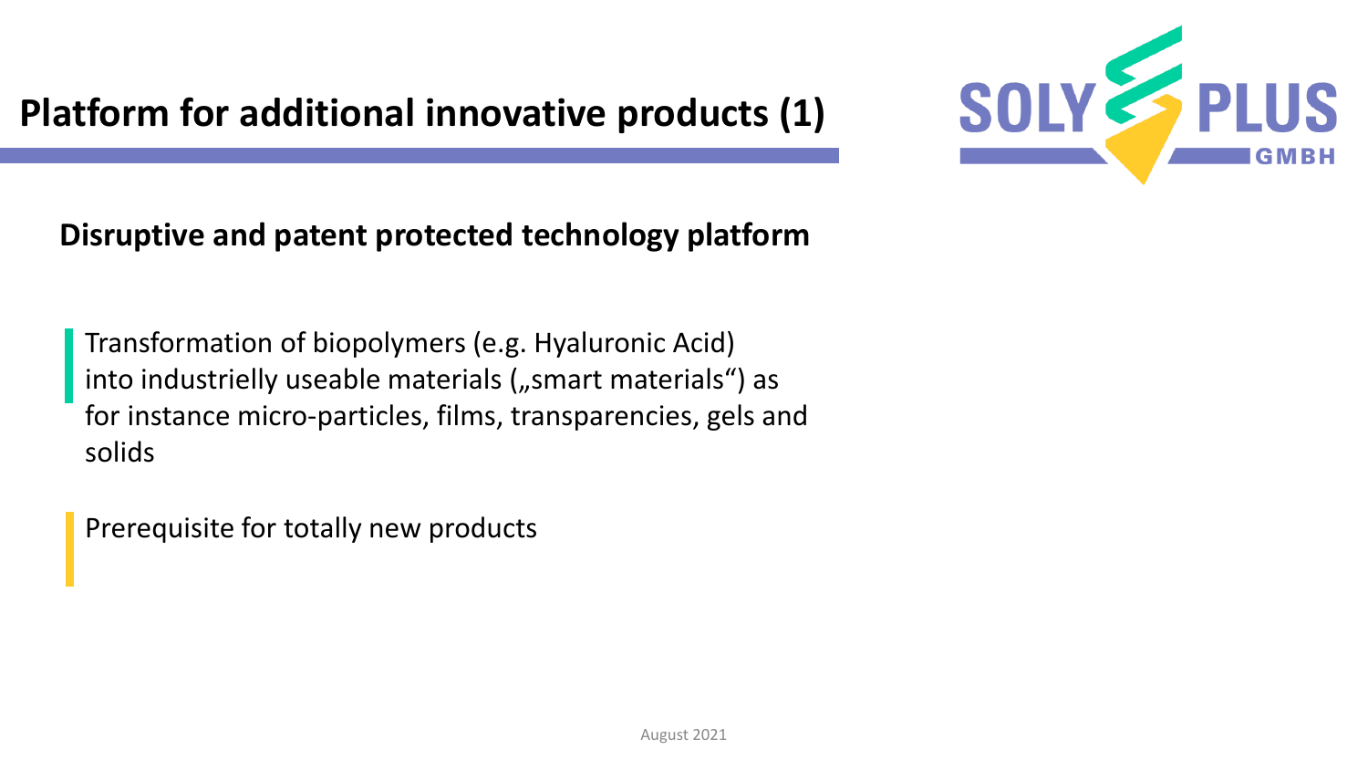# Platform for additional innovative products (1)

## Disruptive and patent protected technology platform

Transformation of biopolymers (e.g. Hyaluronic Acid) into industrielly useable materials („smart materials“) as for instance micro-particles, films, transparencies, gels and solids

Prerequisite for totally new products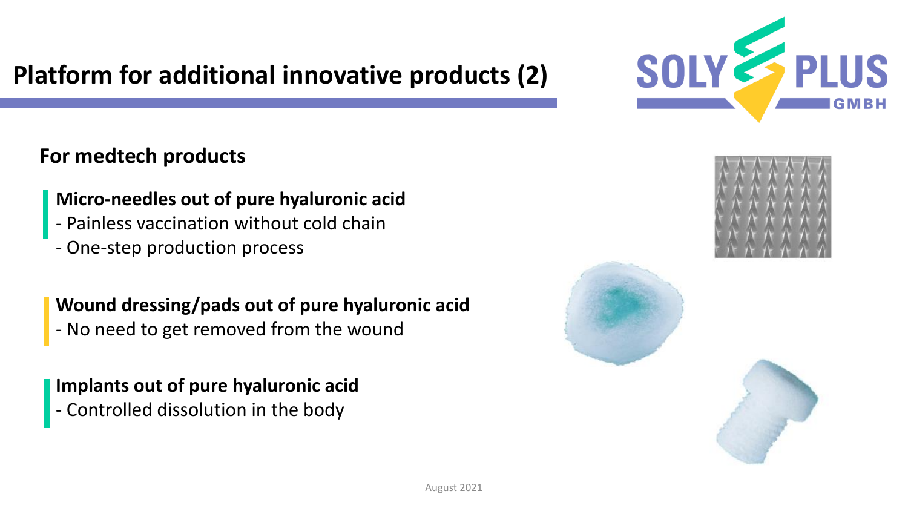# Platform for additional innovative products (2)

## For medtech products

**Micro-needles out of pure hyaluronic acid**
- Painless vaccination without cold chain
- One-step production process

**Wound dressing/pads out of pure hyaluronic acid**
- No need to get removed from the wound

**Implants out of pure hyaluronic acid**
- Controlled dissolution in the body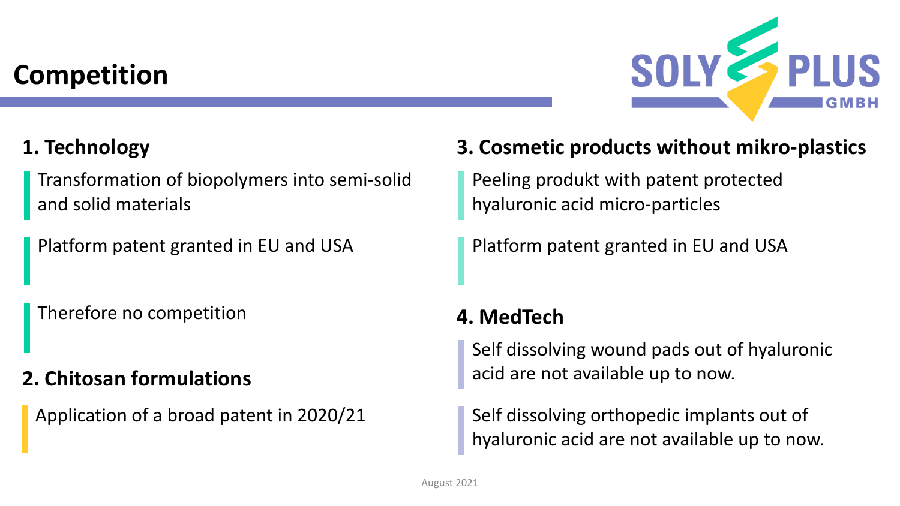# Competition

## 1. Technology

Transformation of biopolymers into semi-solid and solid materials

Platform patent granted in EU and USA

Therefore no competition

## 2. Chitosan formulations

Application of a broad patent in 2020/21

## 3. Cosmetic products without mikro-plastics

Peeling produkt with patent protected hyaluronic acid micro-particles

Platform patent granted in EU and USA

## 4. MedTech

Self dissolving wound pads out of hyaluronic acid are not available up to now.

Self dissolving orthopedic implants out of hyaluronic acid are not available up to now.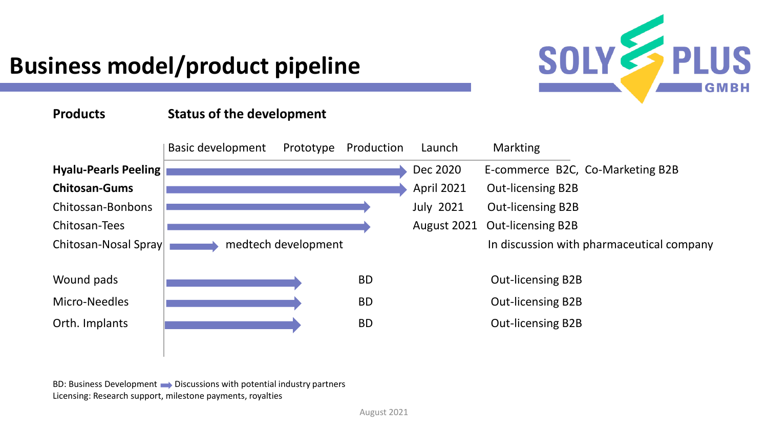# Business model/product pipeline

| Products | Basic development | Prototype | Production | Launch | Markting |
|---|---|---|---|---|---|
| **Hyalu-Pearls Peeling** | → | → | → | Dec 2020 | E-commerce B2C, Co-Marketing B2B |
| **Chitosan-Gums** | → | → | → | April 2021 | Out-licensing B2B |
| Chitossan-Bonbons | → | → | → | July 2021 | Out-licensing B2B |
| Chitosan-Tees | → | → | → | August 2021 | Out-licensing B2B |
| Chitosan-Nosal Spray | → medtech development | | | | In discussion with pharmaceutical company |
| Wound pads | → | → | BD | | Out-licensing B2B |
| Micro-Needles | → | → | BD | | Out-licensing B2B |
| Orth. Implants | → | → | BD | | Out-licensing B2B |

BD: Business Development → Discussions with potential industry partners
Licensing: Research support, milestone payments, royalties

August 2021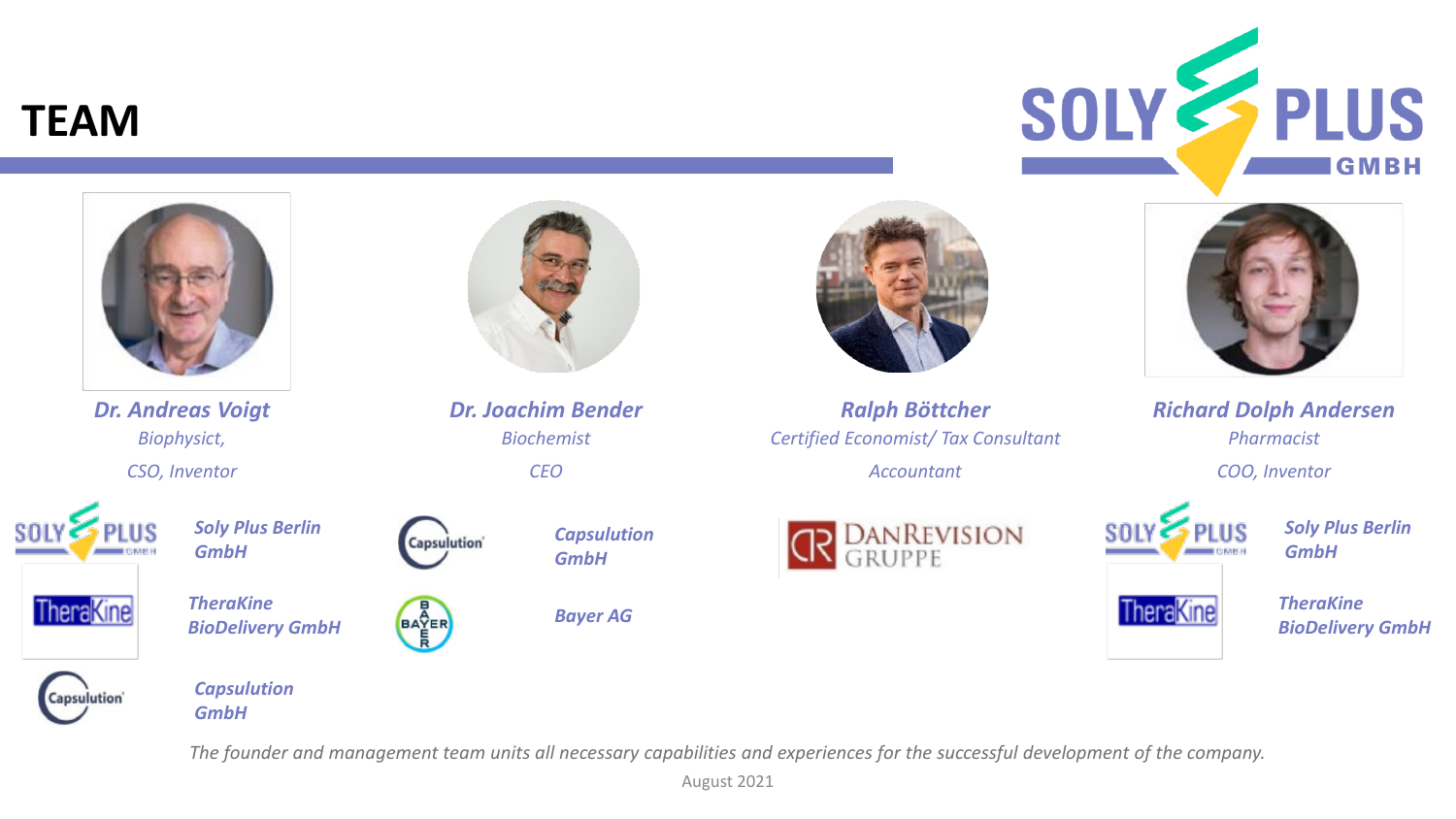# TEAM

**SOLY PLUS GMBH**

### *Dr. Andreas Voigt*

*Biophysict,*

*CSO, Inventor*

- ***Soly Plus Berlin GmbH***
- ***TheraKine BioDelivery GmbH***
- ***Capsulution GmbH***

### *Dr. Joachim Bender*

*Biochemist*

*CEO*

- ***Capsulution GmbH***
- ***Bayer AG***

### *Ralph Böttcher*

*Certified Economist/ Tax Consultant*

*Accountant*

- DANREVISION GRUPPE

### *Richard Dolph Andersen*

*Pharmacist*

*COO, Inventor*

- ***Soly Plus Berlin GmbH***
- ***TheraKine BioDelivery GmbH***

*The founder and management team units all necessary capabilities and experiences for the successful development of the company.*

August 2021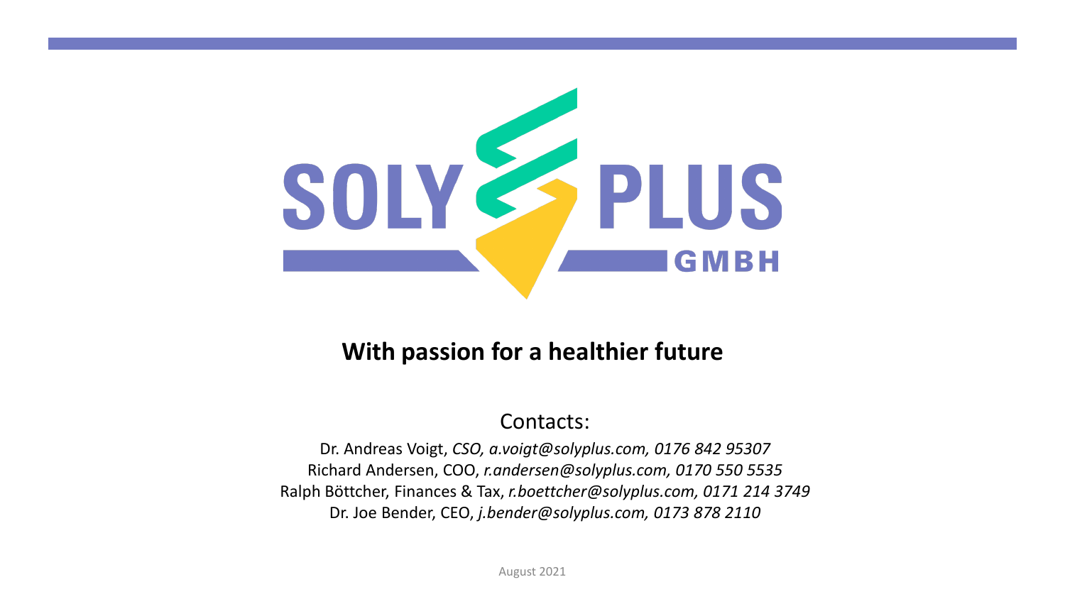SOLY PLUS GMBH

**With passion for a healthier future**

Contacts:

Dr. Andreas Voigt, *CSO, a.voigt@solyplus.com, 0176 842 95307*
Richard Andersen, COO, *r.andersen@solyplus.com, 0170 550 5535*
Ralph Böttcher, Finances & Tax, *r.boettcher@solyplus.com, 0171 214 3749*
Dr. Joe Bender, CEO, *j.bender@solyplus.com, 0173 878 2110*

August 2021